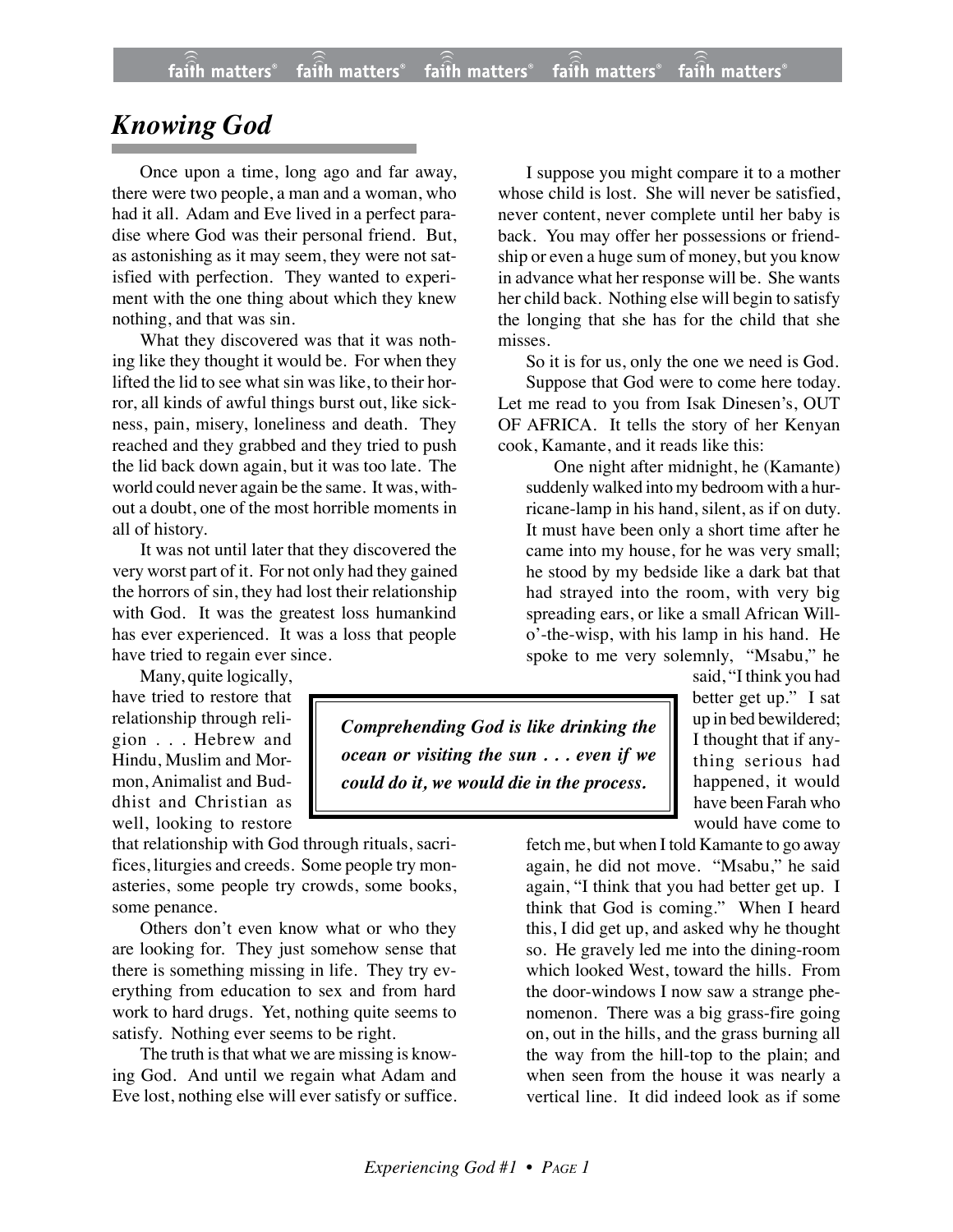# *Knowing God*

Once upon a time, long ago and far away, there were two people, a man and a woman, who had it all. Adam and Eve lived in a perfect paradise where God was their personal friend. But, as astonishing as it may seem, they were not satisfied with perfection. They wanted to experiment with the one thing about which they knew nothing, and that was sin.

What they discovered was that it was nothing like they thought it would be. For when they lifted the lid to see what sin was like, to their horror, all kinds of awful things burst out, like sickness, pain, misery, loneliness and death. They reached and they grabbed and they tried to push the lid back down again, but it was too late. The world could never again be the same. It was, without a doubt, one of the most horrible moments in all of history.

It was not until later that they discovered the very worst part of it. For not only had they gained the horrors of sin, they had lost their relationship with God. It was the greatest loss humankind has ever experienced. It was a loss that people have tried to regain ever since.

Many, quite logically, have tried to restore that relationship through religion . . . Hebrew and Hindu, Muslim and Mormon, Animalist and Buddhist and Christian as well, looking to restore that relationship with God through rituals, sacrifices, liturgies and creeds. Some people try monasteries, some people try crowds, some books, some penance.

> ***Comprehending God is like drinking the ocean or visiting the sun . . . even if we could do it, we would die in the process.***

Others don't even know what or who they are looking for. They just somehow sense that there is something missing in life. They try everything from education to sex and from hard work to hard drugs. Yet, nothing quite seems to satisfy. Nothing ever seems to be right.

The truth is that what we are missing is knowing God. And until we regain what Adam and Eve lost, nothing else will ever satisfy or suffice.

I suppose you might compare it to a mother whose child is lost. She will never be satisfied, never content, never complete until her baby is back. You may offer her possessions or friendship or even a huge sum of money, but you know in advance what her response will be. She wants her child back. Nothing else will begin to satisfy the longing that she has for the child that she misses.

So it is for us, only the one we need is God.

Suppose that God were to come here today. Let me read to you from Isak Dinesen's, OUT OF AFRICA. It tells the story of her Kenyan cook, Kamante, and it reads like this:

> One night after midnight, he (Kamante) suddenly walked into my bedroom with a hurricane-lamp in his hand, silent, as if on duty. It must have been only a short time after he came into my house, for he was very small; he stood by my bedside like a dark bat that had strayed into the room, with very big spreading ears, or like a small African Will-o'-the-wisp, with his lamp in his hand. He spoke to me very solemnly, "Msabu," he said, "I think you had better get up." I sat up in bed bewildered; I thought that if anything serious had happened, it would have been Farah who would have come to fetch me, but when I told Kamante to go away again, he did not move. "Msabu," he said again, "I think that you had better get up. I think that God is coming." When I heard this, I did get up, and asked why he thought so. He gravely led me into the dining-room which looked West, toward the hills. From the door-windows I now saw a strange phenomenon. There was a big grass-fire going on, out in the hills, and the grass burning all the way from the hill-top to the plain; and when seen from the house it was nearly a vertical line. It did indeed look as if some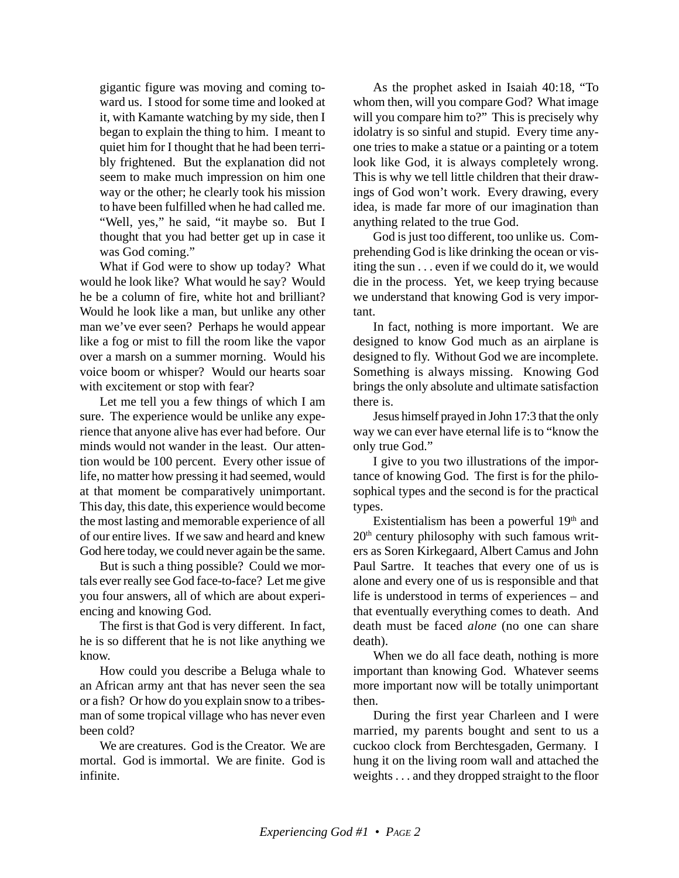> gigantic figure was moving and coming toward us. I stood for some time and looked at it, with Kamante watching by my side, then I began to explain the thing to him. I meant to quiet him for I thought that he had been terribly frightened. But the explanation did not seem to make much impression on him one way or the other; he clearly took his mission to have been fulfilled when he had called me. "Well, yes," he said, "it maybe so. But I thought that you had better get up in case it was God coming."

What if God were to show up today? What would he look like? What would he say? Would he be a column of fire, white hot and brilliant? Would he look like a man, but unlike any other man we've ever seen? Perhaps he would appear like a fog or mist to fill the room like the vapor over a marsh on a summer morning. Would his voice boom or whisper? Would our hearts soar with excitement or stop with fear?

Let me tell you a few things of which I am sure. The experience would be unlike any experience that anyone alive has ever had before. Our minds would not wander in the least. Our attention would be 100 percent. Every other issue of life, no matter how pressing it had seemed, would at that moment be comparatively unimportant. This day, this date, this experience would become the most lasting and memorable experience of all of our entire lives. If we saw and heard and knew God here today, we could never again be the same.

But is such a thing possible? Could we mortals ever really see God face-to-face? Let me give you four answers, all of which are about experiencing and knowing God.

The first is that God is very different. In fact, he is so different that he is not like anything we know.

How could you describe a Beluga whale to an African army ant that has never seen the sea or a fish? Or how do you explain snow to a tribesman of some tropical village who has never even been cold?

We are creatures. God is the Creator. We are mortal. God is immortal. We are finite. God is infinite.

As the prophet asked in Isaiah 40:18, "To whom then, will you compare God? What image will you compare him to?" This is precisely why idolatry is so sinful and stupid. Every time anyone tries to make a statue or a painting or a totem look like God, it is always completely wrong. This is why we tell little children that their drawings of God won't work. Every drawing, every idea, is made far more of our imagination than anything related to the true God.

God is just too different, too unlike us. Comprehending God is like drinking the ocean or visiting the sun . . . even if we could do it, we would die in the process. Yet, we keep trying because we understand that knowing God is very important.

In fact, nothing is more important. We are designed to know God much as an airplane is designed to fly. Without God we are incomplete. Something is always missing. Knowing God brings the only absolute and ultimate satisfaction there is.

Jesus himself prayed in John 17:3 that the only way we can ever have eternal life is to "know the only true God."

I give to you two illustrations of the importance of knowing God. The first is for the philosophical types and the second is for the practical types.

Existentialism has been a powerful 19th and 20th century philosophy with such famous writers as Soren Kirkegaard, Albert Camus and John Paul Sartre. It teaches that every one of us is alone and every one of us is responsible and that life is understood in terms of experiences – and that eventually everything comes to death. And death must be faced *alone* (no one can share death).

When we do all face death, nothing is more important than knowing God. Whatever seems more important now will be totally unimportant then.

During the first year Charleen and I were married, my parents bought and sent to us a cuckoo clock from Berchtesgaden, Germany. I hung it on the living room wall and attached the weights . . . and they dropped straight to the floor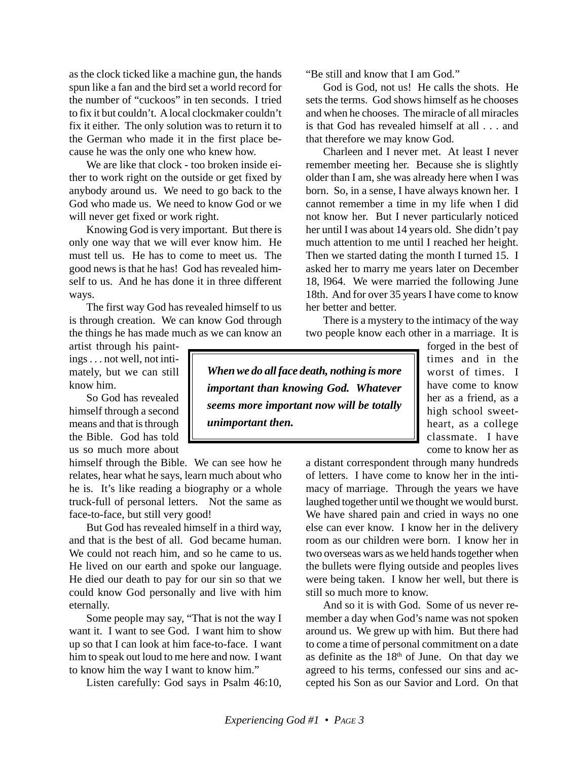as the clock ticked like a machine gun, the hands spun like a fan and the bird set a world record for the number of "cuckoos" in ten seconds. I tried to fix it but couldn't. A local clockmaker couldn't fix it either. The only solution was to return it to the German who made it in the first place because he was the only one who knew how.

We are like that clock - too broken inside either to work right on the outside or get fixed by anybody around us. We need to go back to the God who made us. We need to know God or we will never get fixed or work right.

Knowing God is very important. But there is only one way that we will ever know him. He must tell us. He has to come to meet us. The good news is that he has! God has revealed himself to us. And he has done it in three different ways.

The first way God has revealed himself to us is through creation. We can know God through the things he has made much as we can know an artist through his paintings . . . not well, not intimately, but we can still know him.

So God has revealed himself through a second means and that is through the Bible. God has told us so much more about himself through the Bible. We can see how he relates, hear what he says, learn much about who he is. It's like reading a biography or a whole truck-full of personal letters. Not the same as face-to-face, but still very good!

But God has revealed himself in a third way, and that is the best of all. God became human. We could not reach him, and so he came to us. He lived on our earth and spoke our language. He died our death to pay for our sin so that we could know God personally and live with him eternally.

Some people may say, "That is not the way I want it. I want to see God. I want him to show up so that I can look at him face-to-face. I want him to speak out loud to me here and now. I want to know him the way I want to know him."

Listen carefully: God says in Psalm 46:10, "Be still and know that I am God."

God is God, not us! He calls the shots. He sets the terms. God shows himself as he chooses and when he chooses. The miracle of all miracles is that God has revealed himself at all . . . and that therefore we may know God.

Charleen and I never met. At least I never remember meeting her. Because she is slightly older than I am, she was already here when I was born. So, in a sense, I have always known her. I cannot remember a time in my life when I did not know her. But I never particularly noticed her until I was about 14 years old. She didn't pay much attention to me until I reached her height. Then we started dating the month I turned 15. I asked her to marry me years later on December 18, l964. We were married the following June 18th. And for over 35 years I have come to know her better and better.

> ***When we do all face death, nothing is more important than knowing God. Whatever seems more important now will be totally unimportant then.***

There is a mystery to the intimacy of the way two people know each other in a marriage. It is forged in the best of times and in the worst of times. I have come to know her as a friend, as a high school sweetheart, as a college classmate. I have come to know her as a distant correspondent through many hundreds of letters. I have come to know her in the intimacy of marriage. Through the years we have laughed together until we thought we would burst. We have shared pain and cried in ways no one else can ever know. I know her in the delivery room as our children were born. I know her in two overseas wars as we held hands together when the bullets were flying outside and peoples lives were being taken. I know her well, but there is still so much more to know.

And so it is with God. Some of us never remember a day when God's name was not spoken around us. We grew up with him. But there had to come a time of personal commitment on a date as definite as the 18th of June. On that day we agreed to his terms, confessed our sins and accepted his Son as our Savior and Lord. On that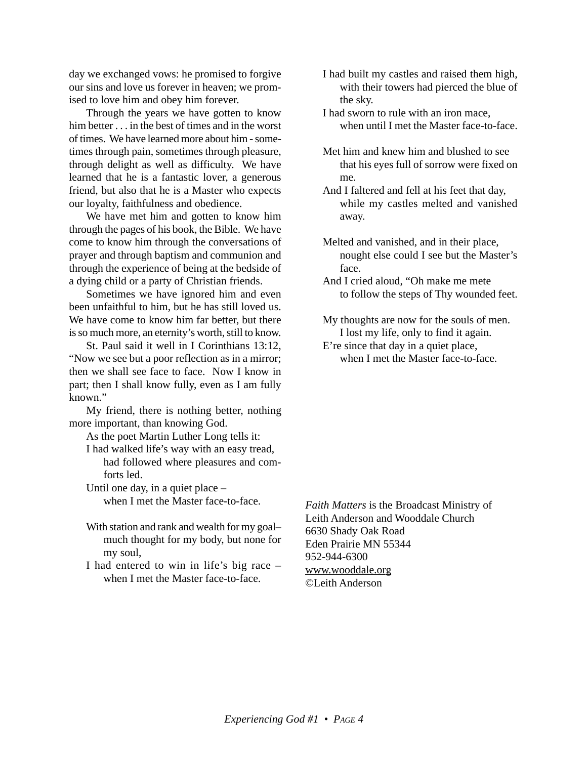day we exchanged vows: he promised to forgive our sins and love us forever in heaven; we promised to love him and obey him forever.

Through the years we have gotten to know him better . . . in the best of times and in the worst of times. We have learned more about him - sometimes through pain, sometimes through pleasure, through delight as well as difficulty. We have learned that he is a fantastic lover, a generous friend, but also that he is a Master who expects our loyalty, faithfulness and obedience.

We have met him and gotten to know him through the pages of his book, the Bible. We have come to know him through the conversations of prayer and through baptism and communion and through the experience of being at the bedside of a dying child or a party of Christian friends.

Sometimes we have ignored him and even been unfaithful to him, but he has still loved us. We have come to know him far better, but there is so much more, an eternity's worth, still to know.

St. Paul said it well in I Corinthians 13:12, "Now we see but a poor reflection as in a mirror; then we shall see face to face. Now I know in part; then I shall know fully, even as I am fully known."

My friend, there is nothing better, nothing more important, than knowing God.

As the poet Martin Luther Long tells it:

I had walked life's way with an easy tread,
had followed where pleasures and comforts led.
Until one day, in a quiet place –
when I met the Master face-to-face.

With station and rank and wealth for my goal–
much thought for my body, but none for my soul,
I had entered to win in life's big race –
when I met the Master face-to-face.

I had built my castles and raised them high,
with their towers had pierced the blue of the sky.
I had sworn to rule with an iron mace,
when until I met the Master face-to-face.

Met him and knew him and blushed to see
that his eyes full of sorrow were fixed on me.
And I faltered and fell at his feet that day,
while my castles melted and vanished away.

Melted and vanished, and in their place,
nought else could I see but the Master's face.
And I cried aloud, "Oh make me mete
to follow the steps of Thy wounded feet.

My thoughts are now for the souls of men.
I lost my life, only to find it again.
E're since that day in a quiet place,
when I met the Master face-to-face.

*Faith Matters* is the Broadcast Ministry of
Leith Anderson and Wooddale Church
6630 Shady Oak Road
Eden Prairie MN 55344
952-944-6300
www.wooddale.org
©Leith Anderson